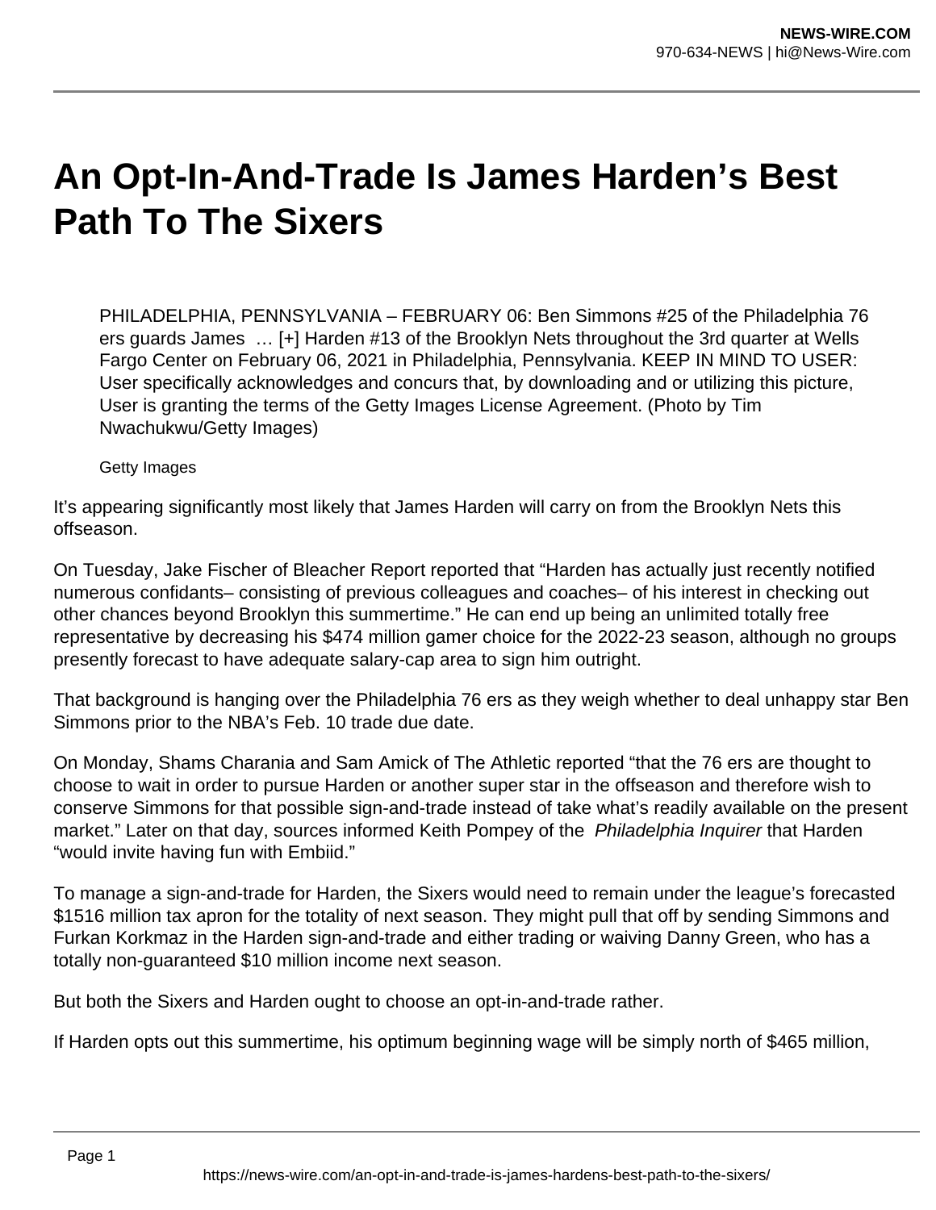# An Opt-In-And-Trade Is James Harden's Best Path To The Sixers

PHILADELPHIA, PENNSYLVANIA – FEBRUARY 06: Ben Simmons #25 of the Philadelphia 76 ers guards James … [+] Harden #13 of the Brooklyn Nets throughout the 3rd quarter at Wells Fargo Center on February 06, 2021 in Philadelphia, Pennsylvania. KEEP IN MIND TO USER: User specifically acknowledges and concurs that, by downloading and or utilizing this picture, User is granting the terms of the Getty Images License Agreement. (Photo by Tim Nwachukwu/Getty Images)

Getty Images

It's appearing significantly most likely that James Harden will carry on from the Brooklyn Nets this offseason.

On Tuesday, Jake Fischer of Bleacher Report reported that "Harden has actually just recently notified numerous confidants– consisting of previous colleagues and coaches– of his interest in checking out other chances beyond Brooklyn this summertime." He can end up being an unlimited totally free representative by decreasing his $474 million gamer choice for the 2022-23 season, although no groups presently forecast to have adequate salary-cap area to sign him outright.

That background is hanging over the Philadelphia 76 ers as they weigh whether to deal unhappy star Ben Simmons prior to the NBA's Feb. 10 trade due date.

On Monday, Shams Charania and Sam Amick of The Athletic reported "that the 76 ers are thought to choose to wait in order to pursue Harden or another super star in the offseason and therefore wish to conserve Simmons for that possible sign-and-trade instead of take what's readily available on the present market." Later on that day, sources informed Keith Pompey of the *Philadelphia Inquirer* that Harden "would invite having fun with Embiid."

To manage a sign-and-trade for Harden, the Sixers would need to remain under the league's forecasted $1516 million tax apron for the totality of next season. They might pull that off by sending Simmons and Furkan Korkmaz in the Harden sign-and-trade and either trading or waiving Danny Green, who has a totally non-guaranteed $10 million income next season.

But both the Sixers and Harden ought to choose an opt-in-and-trade rather.

If Harden opts out this summertime, his optimum beginning wage will be simply north of $465 million,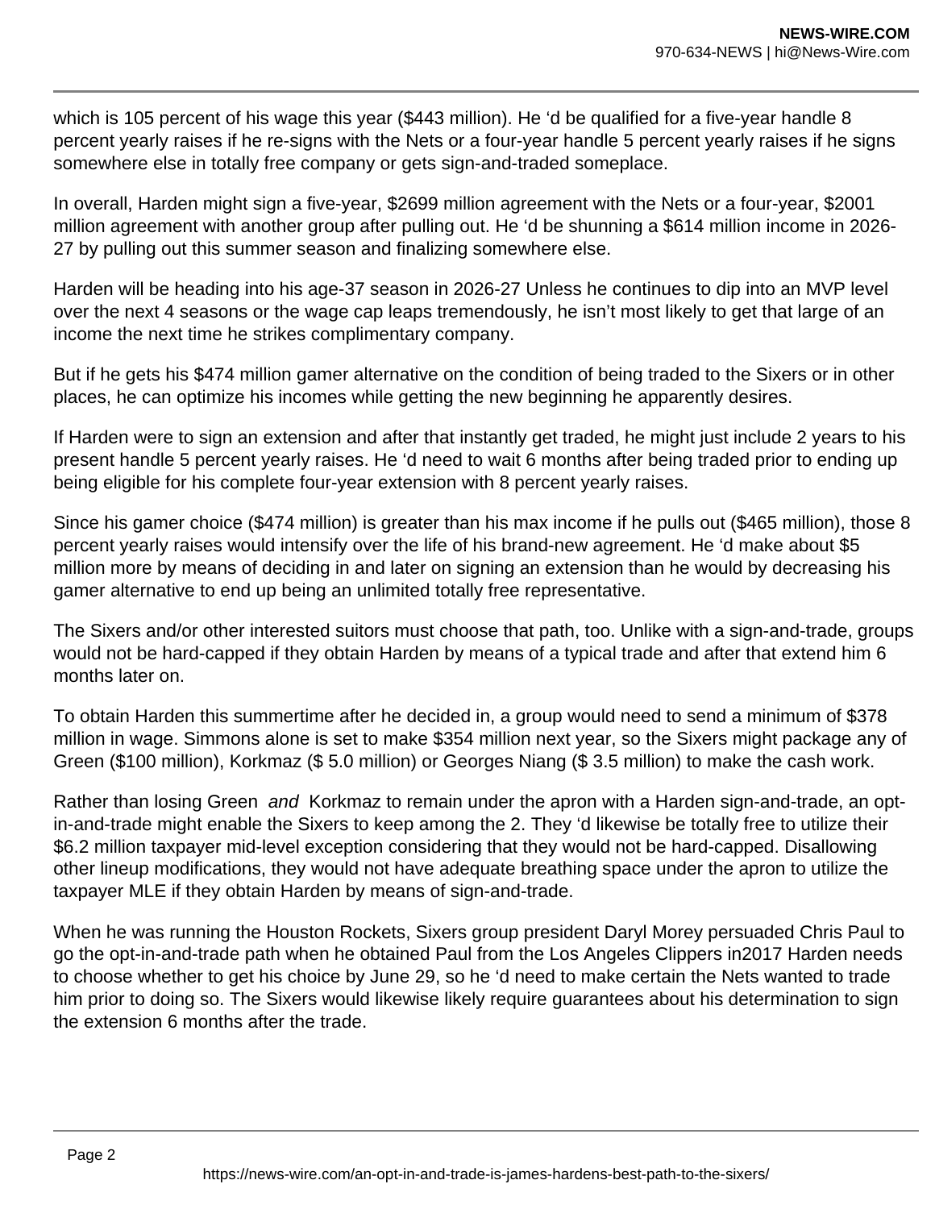which is 105 percent of his wage this year ($443 million). He ‘d be qualified for a five-year handle 8 percent yearly raises if he re-signs with the Nets or a four-year handle 5 percent yearly raises if he signs somewhere else in totally free company or gets sign-and-traded someplace.

In overall, Harden might sign a five-year, $2699 million agreement with the Nets or a four-year, $2001 million agreement with another group after pulling out. He ‘d be shunning a $614 million income in 2026-27 by pulling out this summer season and finalizing somewhere else.

Harden will be heading into his age-37 season in 2026-27 Unless he continues to dip into an MVP level over the next 4 seasons or the wage cap leaps tremendously, he isn’t most likely to get that large of an income the next time he strikes complimentary company.

But if he gets his $474 million gamer alternative on the condition of being traded to the Sixers or in other places, he can optimize his incomes while getting the new beginning he apparently desires.

If Harden were to sign an extension and after that instantly get traded, he might just include 2 years to his present handle 5 percent yearly raises. He ‘d need to wait 6 months after being traded prior to ending up being eligible for his complete four-year extension with 8 percent yearly raises.

Since his gamer choice ($474 million) is greater than his max income if he pulls out ($465 million), those 8 percent yearly raises would intensify over the life of his brand-new agreement. He ‘d make about $5 million more by means of deciding in and later on signing an extension than he would by decreasing his gamer alternative to end up being an unlimited totally free representative.

The Sixers and/or other interested suitors must choose that path, too. Unlike with a sign-and-trade, groups would not be hard-capped if they obtain Harden by means of a typical trade and after that extend him 6 months later on.

To obtain Harden this summertime after he decided in, a group would need to send a minimum of $378 million in wage. Simmons alone is set to make $354 million next year, so the Sixers might package any of Green ($100 million), Korkmaz ($ 5.0 million) or Georges Niang ($ 3.5 million) to make the cash work.

Rather than losing Green *and* Korkmaz to remain under the apron with a Harden sign-and-trade, an opt-in-and-trade might enable the Sixers to keep among the 2. They ‘d likewise be totally free to utilize their $6.2 million taxpayer mid-level exception considering that they would not be hard-capped. Disallowing other lineup modifications, they would not have adequate breathing space under the apron to utilize the taxpayer MLE if they obtain Harden by means of sign-and-trade.

When he was running the Houston Rockets, Sixers group president Daryl Morey persuaded Chris Paul to go the opt-in-and-trade path when he obtained Paul from the Los Angeles Clippers in2017 Harden needs to choose whether to get his choice by June 29, so he ‘d need to make certain the Nets wanted to trade him prior to doing so. The Sixers would likewise likely require guarantees about his determination to sign the extension 6 months after the trade.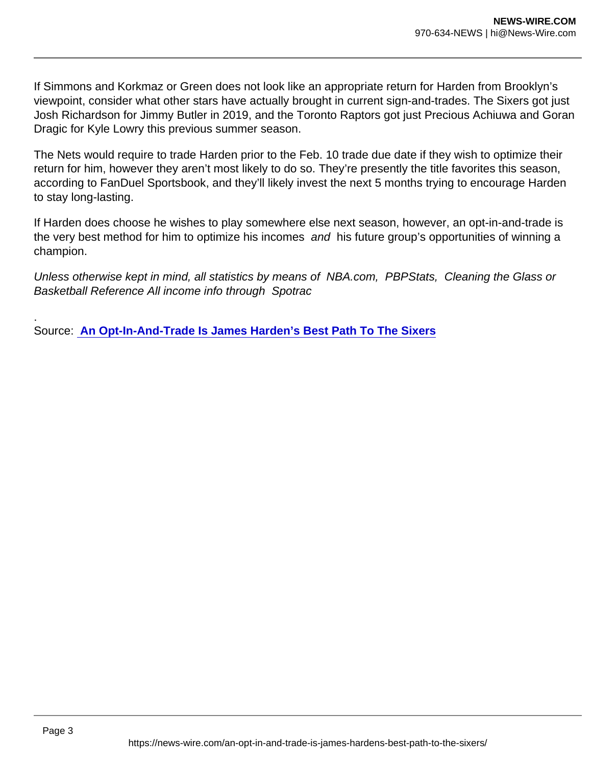If Simmons and Korkmaz or Green does not look like an appropriate return for Harden from Brooklyn's viewpoint, consider what other stars have actually brought in current sign-and-trades. The Sixers got just Josh Richardson for Jimmy Butler in 2019, and the Toronto Raptors got just Precious Achiuwa and Goran Dragic for Kyle Lowry this previous summer season.

The Nets would require to trade Harden prior to the Feb. 10 trade due date if they wish to optimize their return for him, however they aren't most likely to do so. They're presently the title favorites this season, according to FanDuel Sportsbook, and they'll likely invest the next 5 months trying to encourage Harden to stay long-lasting.

If Harden does choose he wishes to play somewhere else next season, however, an opt-in-and-trade is the very best method for him to optimize his incomes *and* his future group's opportunities of winning a champion.

*Unless otherwise kept in mind, all statistics by means of NBA.com, PBPStats, Cleaning the Glass or Basketball Reference All income info through Spotrac*

.
Source: **An Opt-In-And-Trade Is James Harden's Best Path To The Sixers**